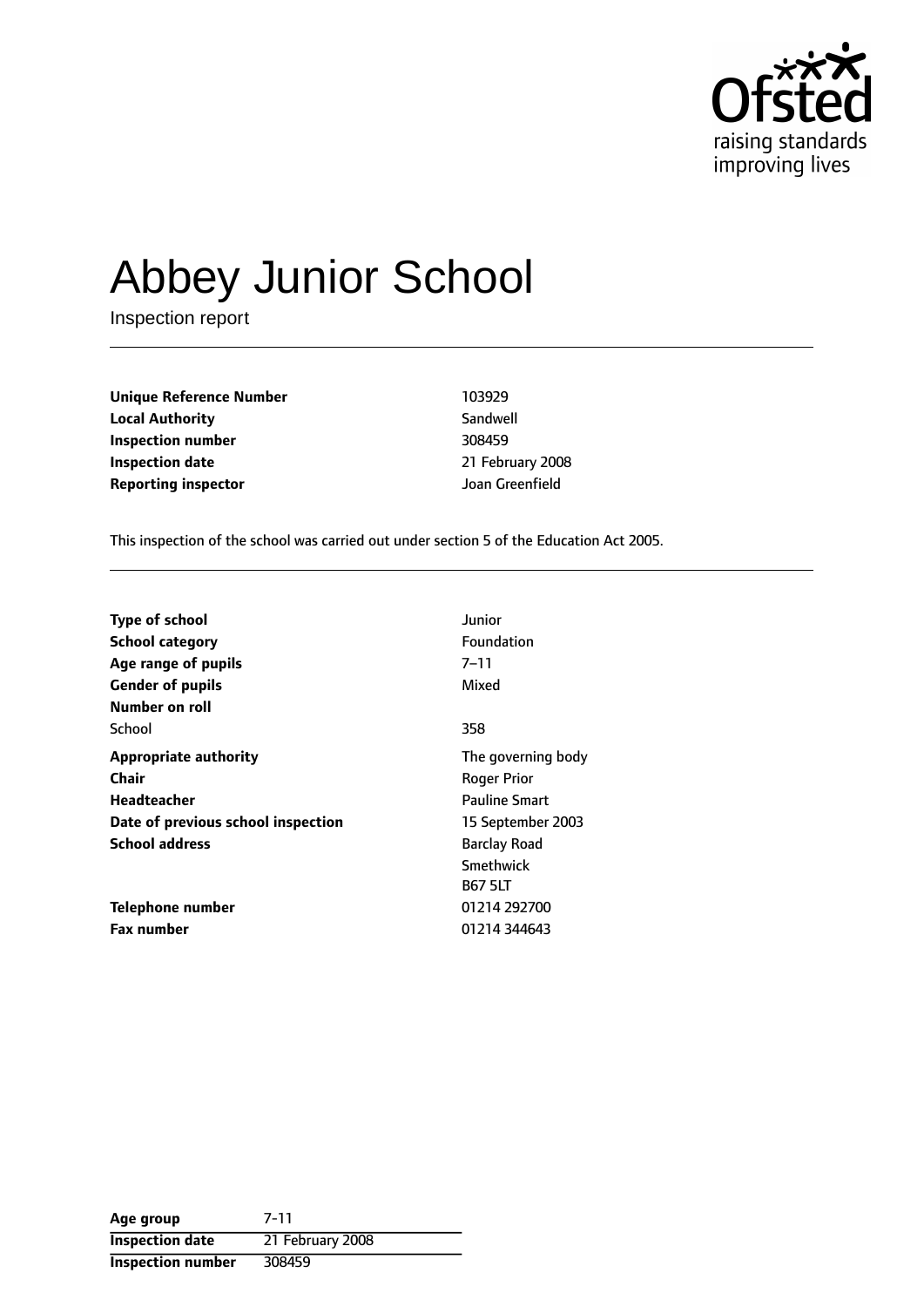# Abbey Junior School

Inspection report

| | |
|---|---|
| **Unique Reference Number** | 103929 |
| **Local Authority** | Sandwell |
| **Inspection number** | 308459 |
| **Inspection date** | 21 February 2008 |
| **Reporting inspector** | Joan Greenfield |

This inspection of the school was carried out under section 5 of the Education Act 2005.

| | |
|---|---|
| **Type of school** | Junior |
| **School category** | Foundation |
| **Age range of pupils** | 7–11 |
| **Gender of pupils** | Mixed |
| **Number on roll** | |
| School | 358 |
| **Appropriate authority** | The governing body |
| **Chair** | Roger Prior |
| **Headteacher** | Pauline Smart |
| **Date of previous school inspection** | 15 September 2003 |
| **School address** | Barclay Road<br>Smethwick<br>B67 5LT |
| **Telephone number** | 01214 292700 |
| **Fax number** | 01214 344643 |

| | |
|---|---|
| **Age group** | 7-11 |
| **Inspection date** | 21 February 2008 |
| **Inspection number** | 308459 |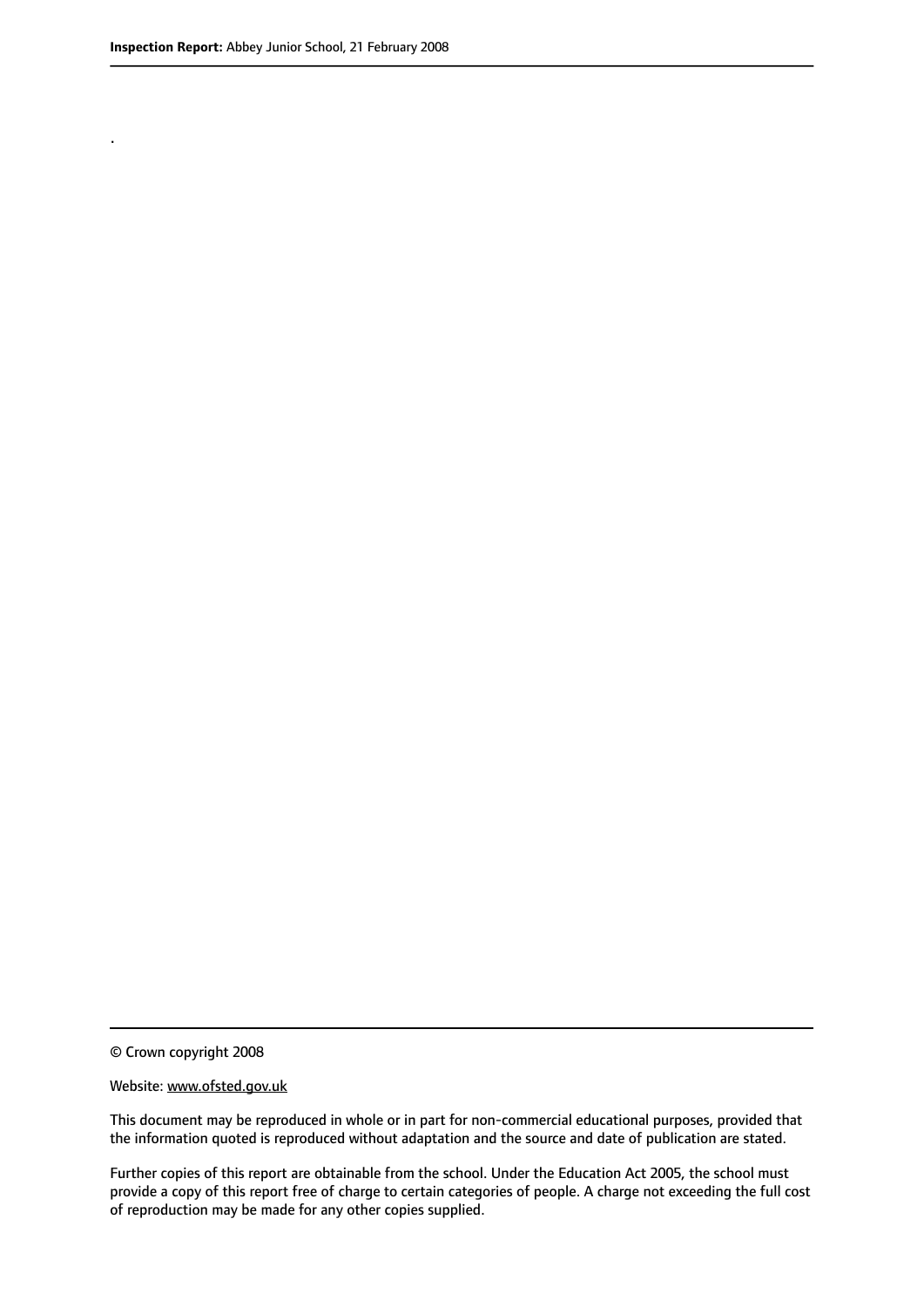.

© Crown copyright 2008

Website: www.ofsted.gov.uk

This document may be reproduced in whole or in part for non-commercial educational purposes, provided that the information quoted is reproduced without adaptation and the source and date of publication are stated.

Further copies of this report are obtainable from the school. Under the Education Act 2005, the school must provide a copy of this report free of charge to certain categories of people. A charge not exceeding the full cost of reproduction may be made for any other copies supplied.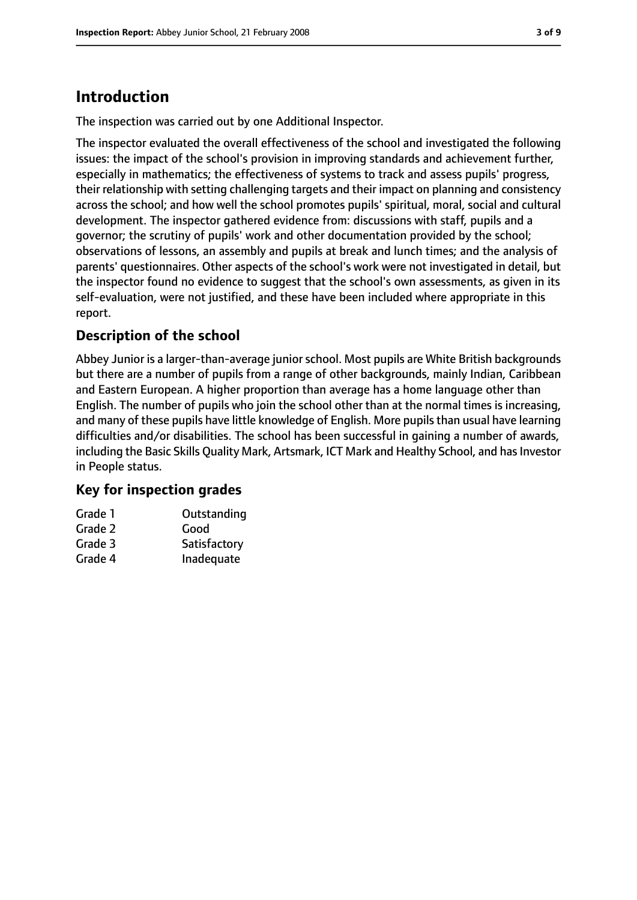## Introduction

The inspection was carried out by one Additional Inspector.

The inspector evaluated the overall effectiveness of the school and investigated the following issues: the impact of the school's provision in improving standards and achievement further, especially in mathematics; the effectiveness of systems to track and assess pupils' progress, their relationship with setting challenging targets and their impact on planning and consistency across the school; and how well the school promotes pupils' spiritual, moral, social and cultural development. The inspector gathered evidence from: discussions with staff, pupils and a governor; the scrutiny of pupils' work and other documentation provided by the school; observations of lessons, an assembly and pupils at break and lunch times; and the analysis of parents' questionnaires. Other aspects of the school's work were not investigated in detail, but the inspector found no evidence to suggest that the school's own assessments, as given in its self-evaluation, were not justified, and these have been included where appropriate in this report.

### Description of the school

Abbey Junior is a larger-than-average junior school. Most pupils are White British backgrounds but there are a number of pupils from a range of other backgrounds, mainly Indian, Caribbean and Eastern European. A higher proportion than average has a home language other than English. The number of pupils who join the school other than at the normal times is increasing, and many of these pupils have little knowledge of English. More pupils than usual have learning difficulties and/or disabilities. The school has been successful in gaining a number of awards, including the Basic Skills Quality Mark, Artsmark, ICT Mark and Healthy School, and has Investor in People status.

### Key for inspection grades

| | |
|---|---|
| Grade 1 | Outstanding |
| Grade 2 | Good |
| Grade 3 | Satisfactory |
| Grade 4 | Inadequate |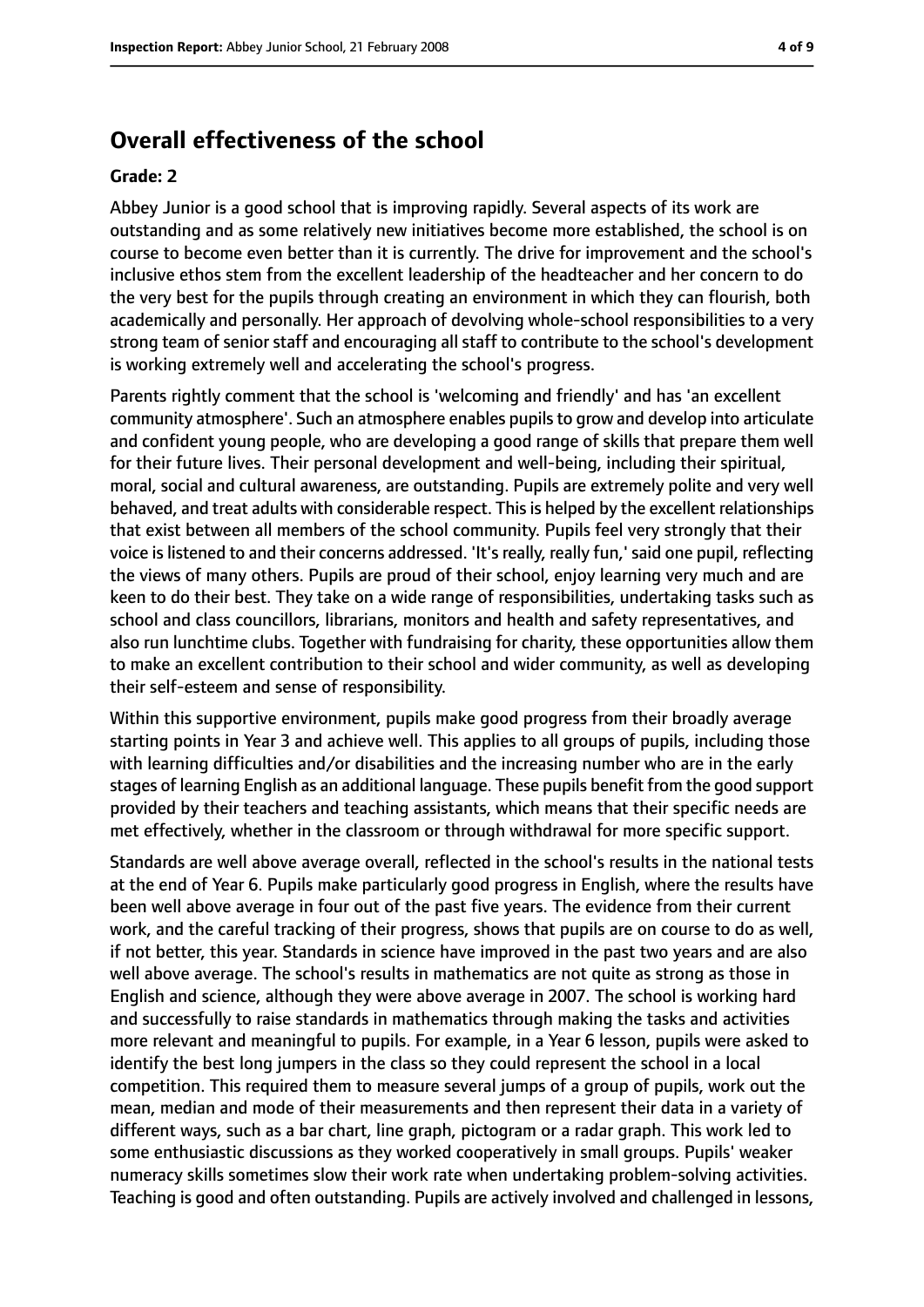## Overall effectiveness of the school

**Grade: 2**

Abbey Junior is a good school that is improving rapidly. Several aspects of its work are outstanding and as some relatively new initiatives become more established, the school is on course to become even better than it is currently. The drive for improvement and the school's inclusive ethos stem from the excellent leadership of the headteacher and her concern to do the very best for the pupils through creating an environment in which they can flourish, both academically and personally. Her approach of devolving whole-school responsibilities to a very strong team of senior staff and encouraging all staff to contribute to the school's development is working extremely well and accelerating the school's progress.

Parents rightly comment that the school is 'welcoming and friendly' and has 'an excellent community atmosphere'. Such an atmosphere enables pupils to grow and develop into articulate and confident young people, who are developing a good range of skills that prepare them well for their future lives. Their personal development and well-being, including their spiritual, moral, social and cultural awareness, are outstanding. Pupils are extremely polite and very well behaved, and treat adults with considerable respect. This is helped by the excellent relationships that exist between all members of the school community. Pupils feel very strongly that their voice is listened to and their concerns addressed. 'It's really, really fun,' said one pupil, reflecting the views of many others. Pupils are proud of their school, enjoy learning very much and are keen to do their best. They take on a wide range of responsibilities, undertaking tasks such as school and class councillors, librarians, monitors and health and safety representatives, and also run lunchtime clubs. Together with fundraising for charity, these opportunities allow them to make an excellent contribution to their school and wider community, as well as developing their self-esteem and sense of responsibility.

Within this supportive environment, pupils make good progress from their broadly average starting points in Year 3 and achieve well. This applies to all groups of pupils, including those with learning difficulties and/or disabilities and the increasing number who are in the early stages of learning English as an additional language. These pupils benefit from the good support provided by their teachers and teaching assistants, which means that their specific needs are met effectively, whether in the classroom or through withdrawal for more specific support.

Standards are well above average overall, reflected in the school's results in the national tests at the end of Year 6. Pupils make particularly good progress in English, where the results have been well above average in four out of the past five years. The evidence from their current work, and the careful tracking of their progress, shows that pupils are on course to do as well, if not better, this year. Standards in science have improved in the past two years and are also well above average. The school's results in mathematics are not quite as strong as those in English and science, although they were above average in 2007. The school is working hard and successfully to raise standards in mathematics through making the tasks and activities more relevant and meaningful to pupils. For example, in a Year 6 lesson, pupils were asked to identify the best long jumpers in the class so they could represent the school in a local competition. This required them to measure several jumps of a group of pupils, work out the mean, median and mode of their measurements and then represent their data in a variety of different ways, such as a bar chart, line graph, pictogram or a radar graph. This work led to some enthusiastic discussions as they worked cooperatively in small groups. Pupils' weaker numeracy skills sometimes slow their work rate when undertaking problem-solving activities. Teaching is good and often outstanding. Pupils are actively involved and challenged in lessons,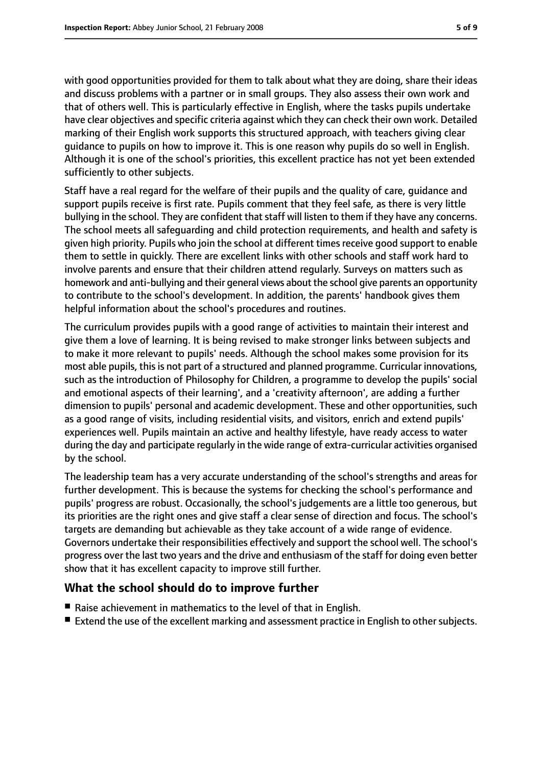with good opportunities provided for them to talk about what they are doing, share their ideas and discuss problems with a partner or in small groups. They also assess their own work and that of others well. This is particularly effective in English, where the tasks pupils undertake have clear objectives and specific criteria against which they can check their own work. Detailed marking of their English work supports this structured approach, with teachers giving clear guidance to pupils on how to improve it. This is one reason why pupils do so well in English. Although it is one of the school's priorities, this excellent practice has not yet been extended sufficiently to other subjects.

Staff have a real regard for the welfare of their pupils and the quality of care, guidance and support pupils receive is first rate. Pupils comment that they feel safe, as there is very little bullying in the school. They are confident that staff will listen to them if they have any concerns. The school meets all safeguarding and child protection requirements, and health and safety is given high priority. Pupils who join the school at different times receive good support to enable them to settle in quickly. There are excellent links with other schools and staff work hard to involve parents and ensure that their children attend regularly. Surveys on matters such as homework and anti-bullying and their general views about the school give parents an opportunity to contribute to the school's development. In addition, the parents' handbook gives them helpful information about the school's procedures and routines.

The curriculum provides pupils with a good range of activities to maintain their interest and give them a love of learning. It is being revised to make stronger links between subjects and to make it more relevant to pupils' needs. Although the school makes some provision for its most able pupils, this is not part of a structured and planned programme. Curricular innovations, such as the introduction of Philosophy for Children, a programme to develop the pupils' social and emotional aspects of their learning', and a 'creativity afternoon', are adding a further dimension to pupils' personal and academic development. These and other opportunities, such as a good range of visits, including residential visits, and visitors, enrich and extend pupils' experiences well. Pupils maintain an active and healthy lifestyle, have ready access to water during the day and participate regularly in the wide range of extra-curricular activities organised by the school.

The leadership team has a very accurate understanding of the school's strengths and areas for further development. This is because the systems for checking the school's performance and pupils' progress are robust. Occasionally, the school's judgements are a little too generous, but its priorities are the right ones and give staff a clear sense of direction and focus. The school's targets are demanding but achievable as they take account of a wide range of evidence. Governors undertake their responsibilities effectively and support the school well. The school's progress over the last two years and the drive and enthusiasm of the staff for doing even better show that it has excellent capacity to improve still further.

## What the school should do to improve further

- Raise achievement in mathematics to the level of that in English.
- Extend the use of the excellent marking and assessment practice in English to other subjects.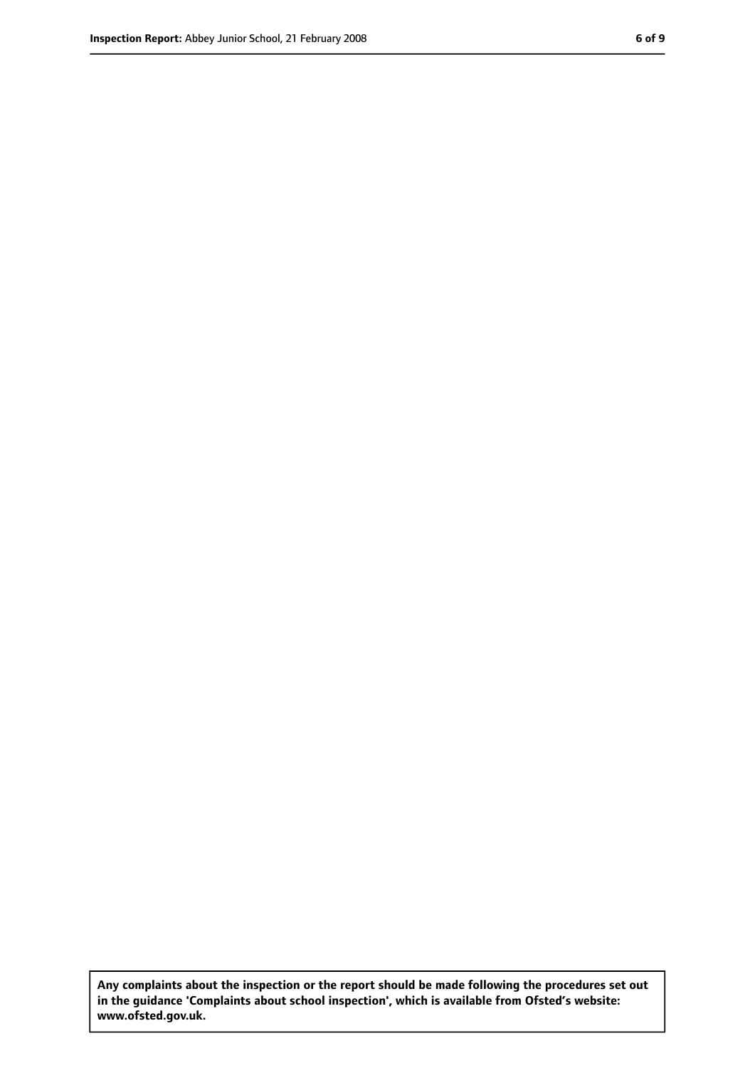**Any complaints about the inspection or the report should be made following the procedures set out in the guidance 'Complaints about school inspection', which is available from Ofsted's website: www.ofsted.gov.uk.**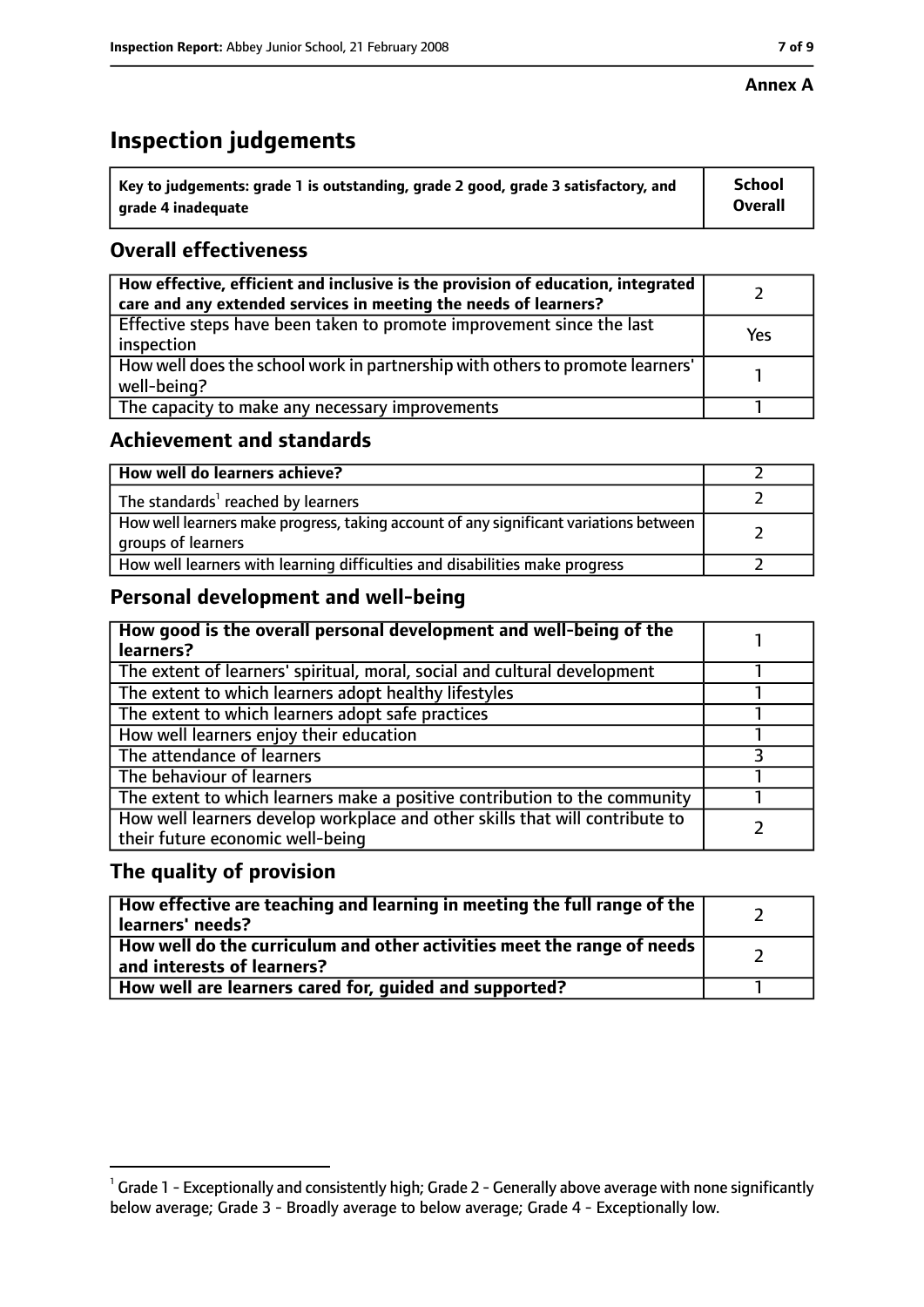**Annex A**

# Inspection judgements

| Key to judgements: grade 1 is outstanding, grade 2 good, grade 3 satisfactory, and grade 4 inadequate | School Overall |
|---|---|

## Overall effectiveness

| | |
|---|---|
| **How effective, efficient and inclusive is the provision of education, integrated care and any extended services in meeting the needs of learners?** | 2 |
| Effective steps have been taken to promote improvement since the last inspection | Yes |
| How well does the school work in partnership with others to promote learners' well-being? | 1 |
| The capacity to make any necessary improvements | 1 |

## Achievement and standards

| | |
|---|---|
| **How well do learners achieve?** | 2 |
| The standards[1] reached by learners | 2 |
| How well learners make progress, taking account of any significant variations between groups of learners | 2 |
| How well learners with learning difficulties and disabilities make progress | 2 |

## Personal development and well-being

| | |
|---|---|
| **How good is the overall personal development and well-being of the learners?** | 1 |
| The extent of learners' spiritual, moral, social and cultural development | 1 |
| The extent to which learners adopt healthy lifestyles | 1 |
| The extent to which learners adopt safe practices | 1 |
| How well learners enjoy their education | 1 |
| The attendance of learners | 3 |
| The behaviour of learners | 1 |
| The extent to which learners make a positive contribution to the community | 1 |
| How well learners develop workplace and other skills that will contribute to their future economic well-being | 2 |

## The quality of provision

| | |
|---|---|
| **How effective are teaching and learning in meeting the full range of the learners' needs?** | 2 |
| **How well do the curriculum and other activities meet the range of needs and interests of learners?** | 2 |
| **How well are learners cared for, guided and supported?** | 1 |

[1] Grade 1 - Exceptionally and consistently high; Grade 2 - Generally above average with none significantly below average; Grade 3 - Broadly average to below average; Grade 4 - Exceptionally low.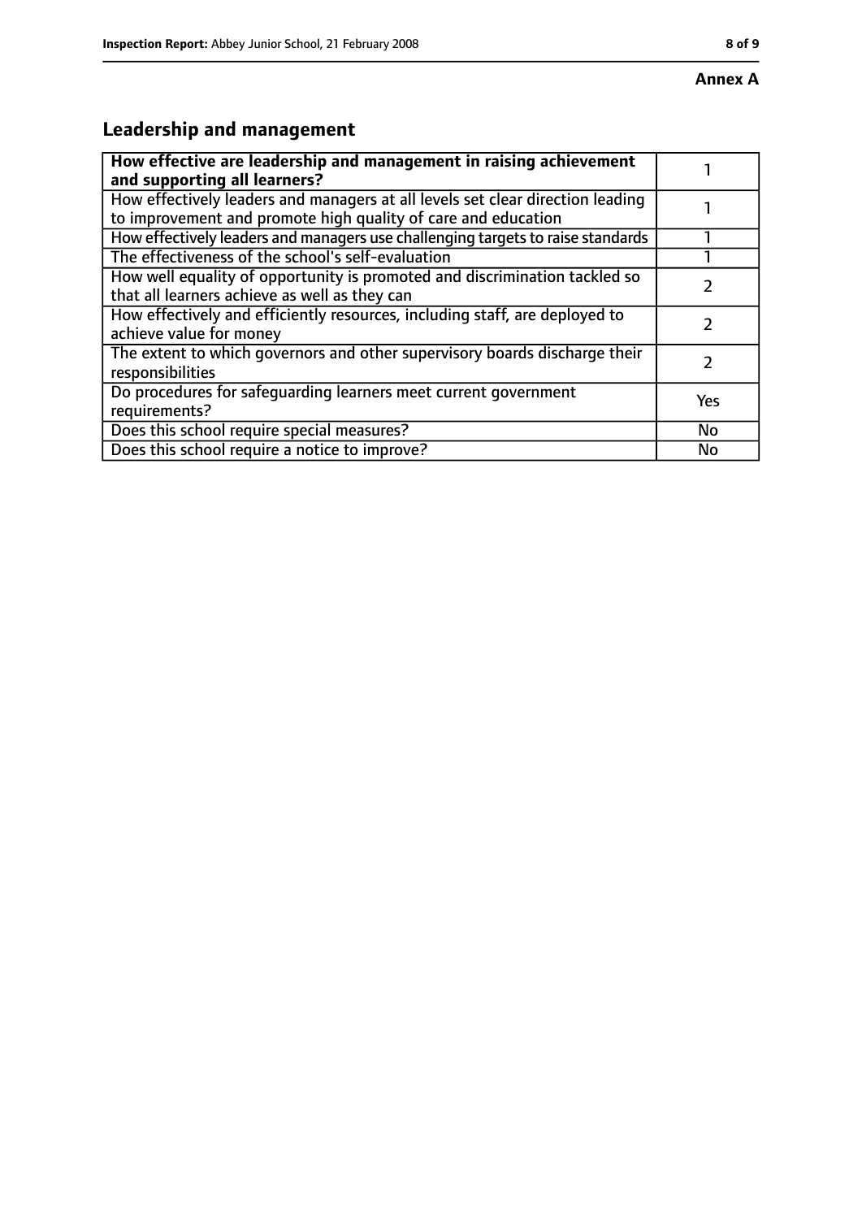**Annex A**

## Leadership and management

| | |
|---|---|
| **How effective are leadership and management in raising achievement and supporting all learners?** | 1 |
| How effectively leaders and managers at all levels set clear direction leading to improvement and promote high quality of care and education | 1 |
| How effectively leaders and managers use challenging targets to raise standards | 1 |
| The effectiveness of the school's self-evaluation | 1 |
| How well equality of opportunity is promoted and discrimination tackled so that all learners achieve as well as they can | 2 |
| How effectively and efficiently resources, including staff, are deployed to achieve value for money | 2 |
| The extent to which governors and other supervisory boards discharge their responsibilities | 2 |
| Do procedures for safeguarding learners meet current government requirements? | Yes |
| Does this school require special measures? | No |
| Does this school require a notice to improve? | No |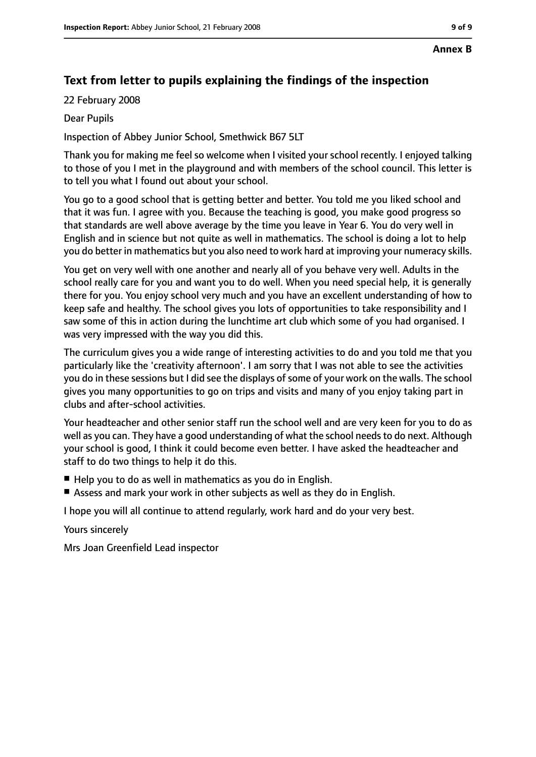**Annex B**

## Text from letter to pupils explaining the findings of the inspection

22 February 2008

Dear Pupils

Inspection of Abbey Junior School, Smethwick B67 5LT

Thank you for making me feel so welcome when I visited your school recently. I enjoyed talking to those of you I met in the playground and with members of the school council. This letter is to tell you what I found out about your school.

You go to a good school that is getting better and better. You told me you liked school and that it was fun. I agree with you. Because the teaching is good, you make good progress so that standards are well above average by the time you leave in Year 6. You do very well in English and in science but not quite as well in mathematics. The school is doing a lot to help you do better in mathematics but you also need to work hard at improving your numeracy skills.

You get on very well with one another and nearly all of you behave very well. Adults in the school really care for you and want you to do well. When you need special help, it is generally there for you. You enjoy school very much and you have an excellent understanding of how to keep safe and healthy. The school gives you lots of opportunities to take responsibility and I saw some of this in action during the lunchtime art club which some of you had organised. I was very impressed with the way you did this.

The curriculum gives you a wide range of interesting activities to do and you told me that you particularly like the 'creativity afternoon'. I am sorry that I was not able to see the activities you do in these sessions but I did see the displays of some of your work on the walls. The school gives you many opportunities to go on trips and visits and many of you enjoy taking part in clubs and after-school activities.

Your headteacher and other senior staff run the school well and are very keen for you to do as well as you can. They have a good understanding of what the school needs to do next. Although your school is good, I think it could become even better. I have asked the headteacher and staff to do two things to help it do this.

- Help you to do as well in mathematics as you do in English.
- Assess and mark your work in other subjects as well as they do in English.

I hope you will all continue to attend regularly, work hard and do your very best.

Yours sincerely

Mrs Joan Greenfield Lead inspector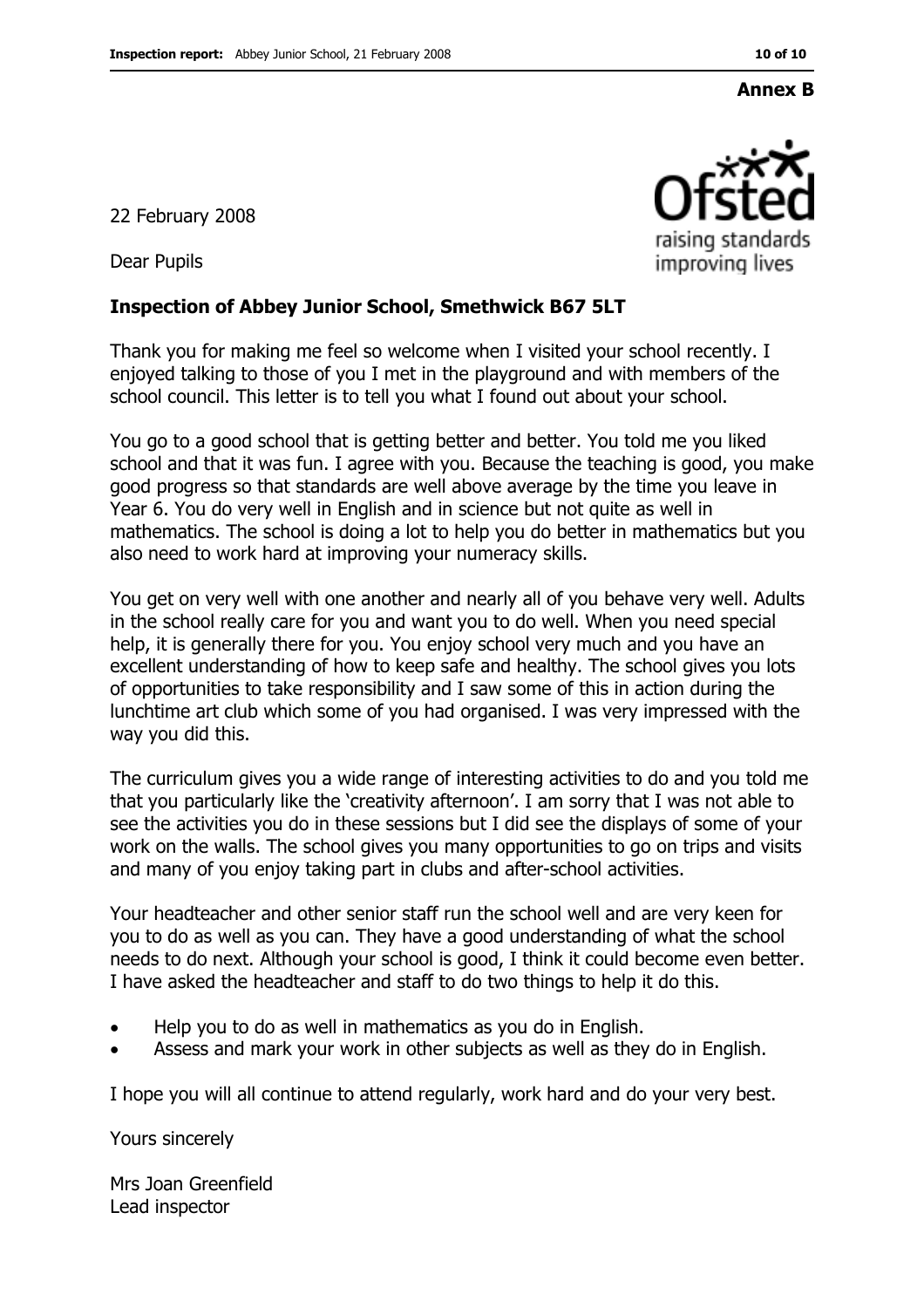**Annex B**

22 February 2008

Dear Pupils

**Inspection of Abbey Junior School, Smethwick B67 5LT**

Thank you for making me feel so welcome when I visited your school recently. I enjoyed talking to those of you I met in the playground and with members of the school council. This letter is to tell you what I found out about your school.

You go to a good school that is getting better and better. You told me you liked school and that it was fun. I agree with you. Because the teaching is good, you make good progress so that standards are well above average by the time you leave in Year 6. You do very well in English and in science but not quite as well in mathematics. The school is doing a lot to help you do better in mathematics but you also need to work hard at improving your numeracy skills.

You get on very well with one another and nearly all of you behave very well. Adults in the school really care for you and want you to do well. When you need special help, it is generally there for you. You enjoy school very much and you have an excellent understanding of how to keep safe and healthy. The school gives you lots of opportunities to take responsibility and I saw some of this in action during the lunchtime art club which some of you had organised. I was very impressed with the way you did this.

The curriculum gives you a wide range of interesting activities to do and you told me that you particularly like the 'creativity afternoon'. I am sorry that I was not able to see the activities you do in these sessions but I did see the displays of some of your work on the walls. The school gives you many opportunities to go on trips and visits and many of you enjoy taking part in clubs and after-school activities.

Your headteacher and other senior staff run the school well and are very keen for you to do as well as you can. They have a good understanding of what the school needs to do next. Although your school is good, I think it could become even better. I have asked the headteacher and staff to do two things to help it do this.

- Help you to do as well in mathematics as you do in English.
- Assess and mark your work in other subjects as well as they do in English.

I hope you will all continue to attend regularly, work hard and do your very best.

Yours sincerely

Mrs Joan Greenfield
Lead inspector